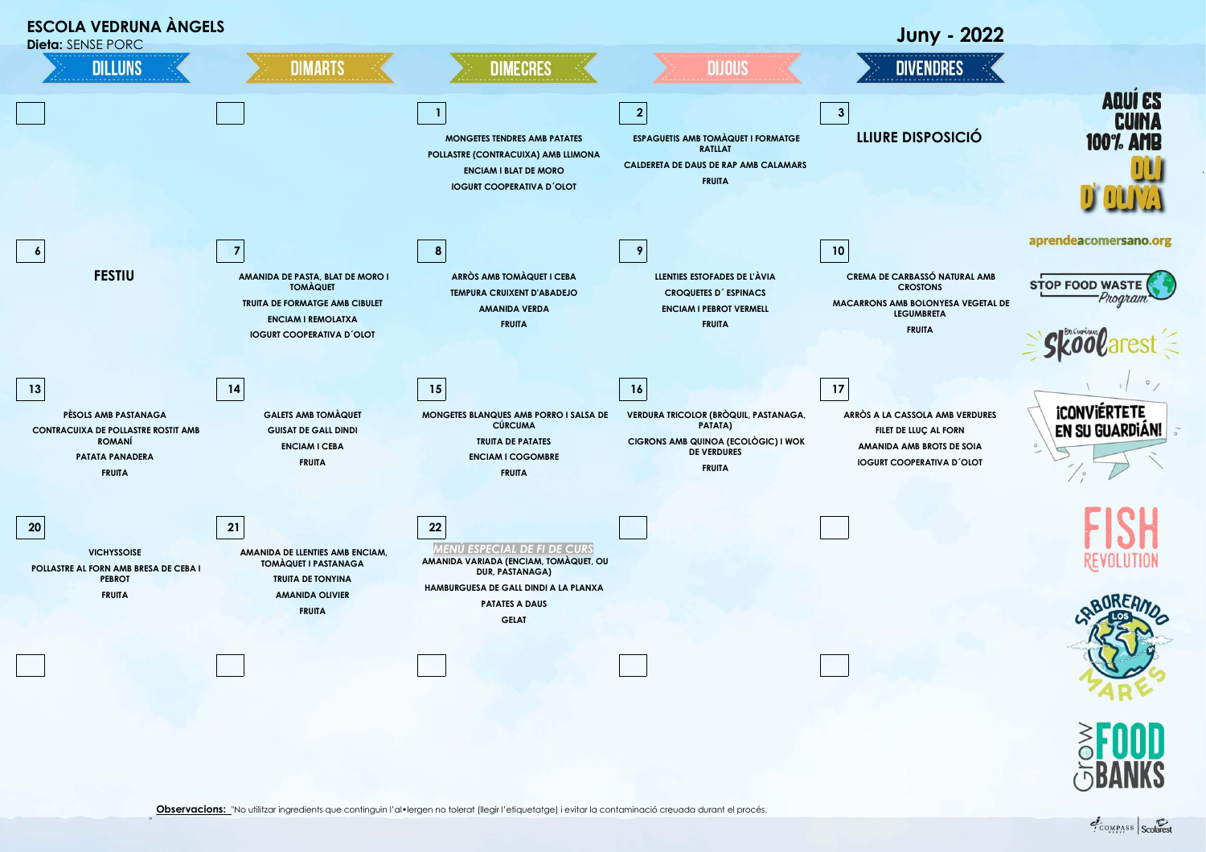# ESCOLA VEDRUNA ÀNGELS

**Dieta:** SENSE PORC

## Juny - 2022

| DILLUNS | DIMARTS | DIMECRES | DIJOUS | DIVENDRES |
|---|---|---|---|---|
| | | **1**<br>MONGETES TENDRES AMB PATATES<br>POLLASTRE (CONTRACUIXA) AMB LLIMONA<br>ENCIAM I BLAT DE MORO<br>IOGURT COOPERATIVA D´OLOT | **2**<br>ESPAGUETIS AMB TOMÀQUET I FORMATGE RATLLAT<br>CALDERETA DE DAUS DE RAP AMB CALAMARS<br>FRUITA | **3**<br>LLIURE DISPOSICIÓ |
| **6**<br>FESTIU | **7**<br>AMANIDA DE PASTA, BLAT DE MORO I TOMÀQUET<br>TRUITA DE FORMATGE AMB CIBULET<br>ENCIAM I REMOLATXA<br>IOGURT COOPERATIVA D´OLOT | **8**<br>ARRÒS AMB TOMÀQUET I CEBA<br>TEMPURA CRUIXENT D'ABADEJO<br>AMANIDA VERDA<br>FRUITA | **9**<br>LLENTIES ESTOFADES DE L'ÀVIA<br>CROQUETES D´ ESPINACS<br>ENCIAM I PEBROT VERMELL<br>FRUITA | **10**<br>CREMA DE CARBASSÓ NATURAL AMB CROSTONS<br>MACARRONS AMB BOLONYESA VEGETAL DE LEGUMBRETA<br>FRUITA |
| **13**<br>PÈSOLS AMB PASTANAGA<br>CONTRACUIXA DE POLLASTRE ROSTIT AMB ROMANÍ<br>PATATA PANADERA<br>FRUITA | **14**<br>GALETS AMB TOMÀQUET<br>GUISAT DE GALL DINDI<br>ENCIAM I CEBA<br>FRUITA | **15**<br>MONGETES BLANQUES AMB PORRO I SALSA DE CÚRCUMA<br>TRUITA DE PATATES<br>ENCIAM I COGOMBRE<br>FRUITA | **16**<br>VERDURA TRICOLOR (BRÒQUIL, PASTANAGA, PATATA)<br>CIGRONS AMB QUINOA (ECOLÒGIC) I WOK DE VERDURES<br>FRUITA | **17**<br>ARRÒS A LA CASSOLA AMB VERDURES<br>FILET DE LLUÇ AL FORN<br>AMANIDA AMB BROTS DE SOIA<br>IOGURT COOPERATIVA D´OLOT |
| **20**<br>VICHYSSOISE<br>POLLASTRE AL FORN AMB BRESA DE CEBA I PEBROT<br>FRUITA | **21**<br>AMANIDA DE LLENTIES AMB ENCIAM, TOMÀQUET I PASTANAGA<br>TRUITA DE TONYINA<br>AMANIDA OLIVIER<br>FRUITA | **22**<br>*MENÚ ESPECIAL DE FI DE CURS*<br>AMANIDA VARIADA (ENCIAM, TOMÀQUET, OU DUR, PASTANAGA)<br>HAMBURGUESA DE GALL DINDI A LA PLANXA<br>PATATES A DAUS<br>GELAT | | |
| | | | | |

AQUÍ ES CUINA 100% AMB OLI D' OLIVA

aprendeacomersano.org

STOP FOOD WASTE Program

Skoolarest

¡CONVIÉRTETE EN SU GUARDIÁN!

FISH REVOLUTION

SABOREANDO LOS MARES

Grow FOOD BANKS

**Observacions:** "No utilitzar ingredients que continguin l'al•lergen no tolerat (llegir l'etiquetatge) i evitar la contaminació creuada durant el procés.

COMPASS GROUP | Scolarest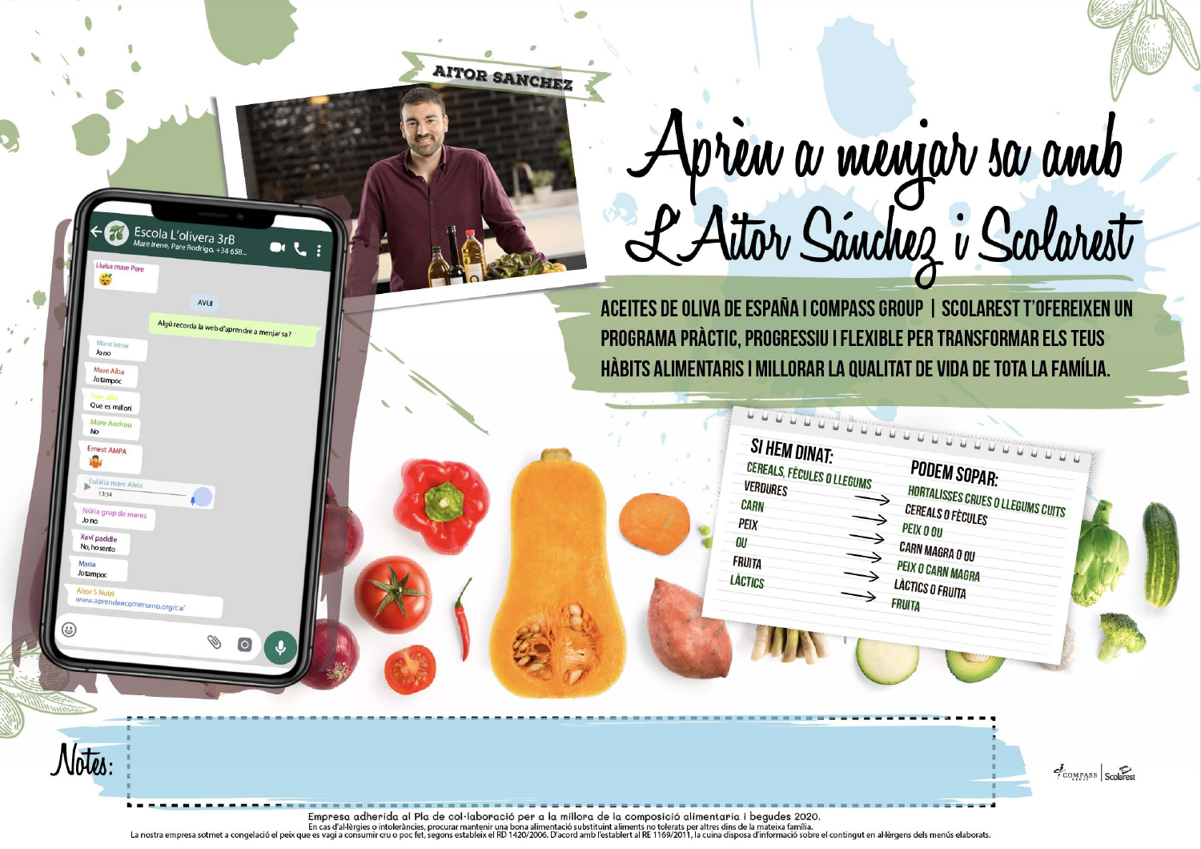# Aprèn a menjar sa amb L'Aitor Sánchez i Scolarest

AITOR SANCHEZ

**ACEITES DE OLIVA DE ESPAÑA I COMPASS GROUP | SCOLAREST T'OFEREIXEN UN PROGRAMA PRÀCTIC, PROGRESSIU I FLEXIBLE PER TRANSFORMAR ELS TEUS HÀBITS ALIMENTARIS I MILLORAR LA QUALITAT DE VIDA DE TOTA LA FAMÍLIA.**

Escola L'olivera 3rB
Mare Irene, Pare Rodrigo, +34 658...

Lluïsa mare Pere

AVUI

Algú recorda la web d'aprendre a menjar sa?

Mare Irene: Jo no

Mare Alba: Jo tampoc

Pare Júlia: Que es millori

Mare Andreu: No

Ernest AMPA

Eulàlia mare Aleix: 13:54

Núria grup de mares: Jo no

Xavi paddle: No, ho sento

Maria: Jo tampoc

Aitor S Nutri: www.aprendeacomersano.org/ca/

| SI HEM DINAT: | | PODEM SOPAR: |
| --- | --- | --- |
| CEREALS, FÈCULES O LLEGUMS | → | HORTALISSES CRUES O LLEGUMS CUITS |
| VERDURES | → | CEREALS O FÈCULES |
| CARN | → | PEIX O OU |
| PEIX | → | CARN MAGRA O OU |
| OU | → | PEIX O CARN MAGRA |
| FRUITA | → | LÀCTICS O FRUITA |
| LÀCTICS | → | FRUITA |

Notes:

Compass | Scolarest

Empresa adherida al Pla de col·laboració per a la millora de la composició alimentària i begudes 2020.
En cas d'al·lèrgies o intoleràncies, procurar mantenir una bona alimentació substituint aliments no tolerats per altres dins de la mateixa família.
La nostra empresa sotmet a congelació el peix que es vagi a consumir cru o poc fet, segons estableix el RD 1420/2006. D'acord amb l'establert al RE 1169/2011, la cuina disposa d'informació sobre el contingut en al·lèrgens dels menús elaborats.